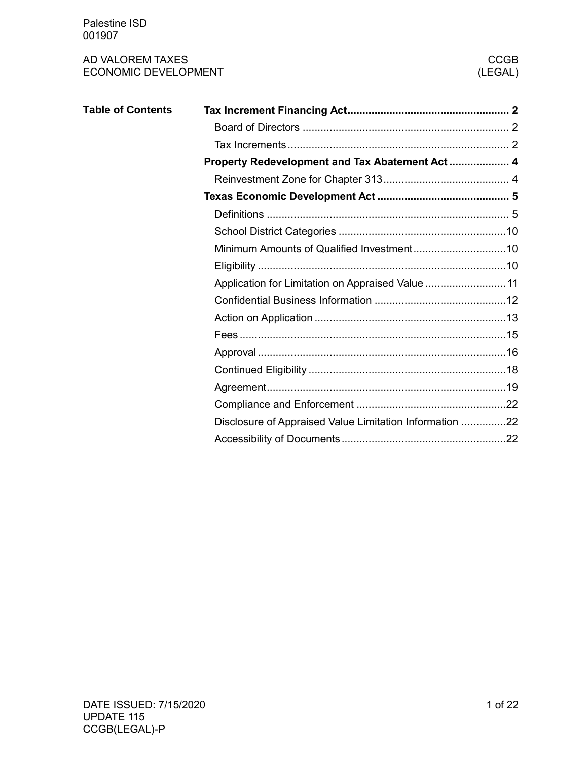Palestine ISD
001907

AD VALOREM TAXES
ECONOMIC DEVELOPMENT

CCGB
(LEGAL)

## Table of Contents

**Tax Increment Financing Act** .......... 2
- Board of Directors .......... 2
- Tax Increments .......... 2

**Property Redevelopment and Tax Abatement Act** .......... 4
- Reinvestment Zone for Chapter 313 .......... 4

**Texas Economic Development Act** .......... 5
- Definitions .......... 5
- School District Categories .......... 10
- Minimum Amounts of Qualified Investment .......... 10
- Eligibility .......... 10
- Application for Limitation on Appraised Value .......... 11
- Confidential Business Information .......... 12
- Action on Application .......... 13
- Fees .......... 15
- Approval .......... 16
- Continued Eligibility .......... 18
- Agreement .......... 19
- Compliance and Enforcement .......... 22
- Disclosure of Appraised Value Limitation Information .......... 22
- Accessibility of Documents .......... 22

DATE ISSUED: 7/15/2020
UPDATE 115
CCGB(LEGAL)-P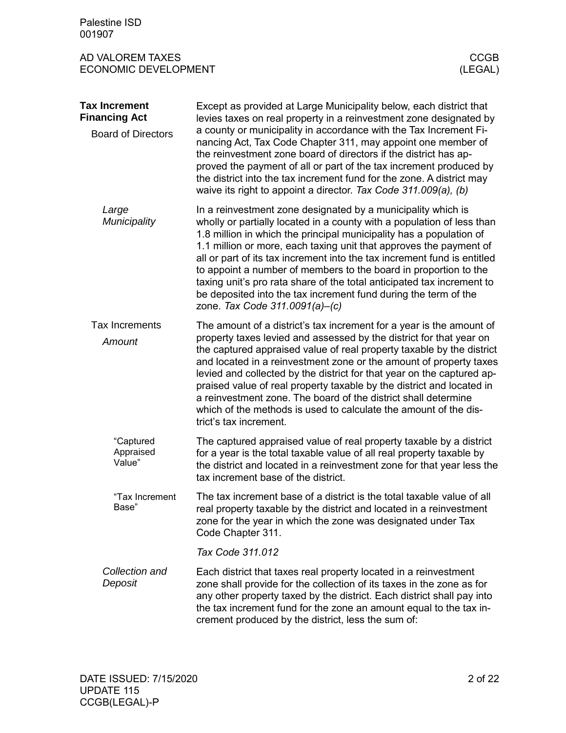## Tax Increment Financing Act

### Board of Directors

Except as provided at Large Municipality below, each district that levies taxes on real property in a reinvestment zone designated by a county or municipality in accordance with the Tax Increment Financing Act, Tax Code Chapter 311, may appoint one member of the reinvestment zone board of directors if the district has approved the payment of all or part of the tax increment produced by the district into the tax increment fund for the zone. A district may waive its right to appoint a director. *Tax Code 311.009(a), (b)*

#### *Large Municipality*

In a reinvestment zone designated by a municipality which is wholly or partially located in a county with a population of less than 1.8 million in which the principal municipality has a population of 1.1 million or more, each taxing unit that approves the payment of all or part of its tax increment into the tax increment fund is entitled to appoint a number of members to the board in proportion to the taxing unit's pro rata share of the total anticipated tax increment to be deposited into the tax increment fund during the term of the zone. *Tax Code 311.0091(a)–(c)*

### Tax Increments

#### *Amount*

The amount of a district's tax increment for a year is the amount of property taxes levied and assessed by the district for that year on the captured appraised value of real property taxable by the district and located in a reinvestment zone or the amount of property taxes levied and collected by the district for that year on the captured appraised value of real property taxable by the district and located in a reinvestment zone. The board of the district shall determine which of the methods is used to calculate the amount of the district's tax increment.

##### "Captured Appraised Value"

The captured appraised value of real property taxable by a district for a year is the total taxable value of all real property taxable by the district and located in a reinvestment zone for that year less the tax increment base of the district.

##### "Tax Increment Base"

The tax increment base of a district is the total taxable value of all real property taxable by the district and located in a reinvestment zone for the year in which the zone was designated under Tax Code Chapter 311.

*Tax Code 311.012*

#### *Collection and Deposit*

Each district that taxes real property located in a reinvestment zone shall provide for the collection of its taxes in the zone as for any other property taxed by the district. Each district shall pay into the tax increment fund for the zone an amount equal to the tax increment produced by the district, less the sum of: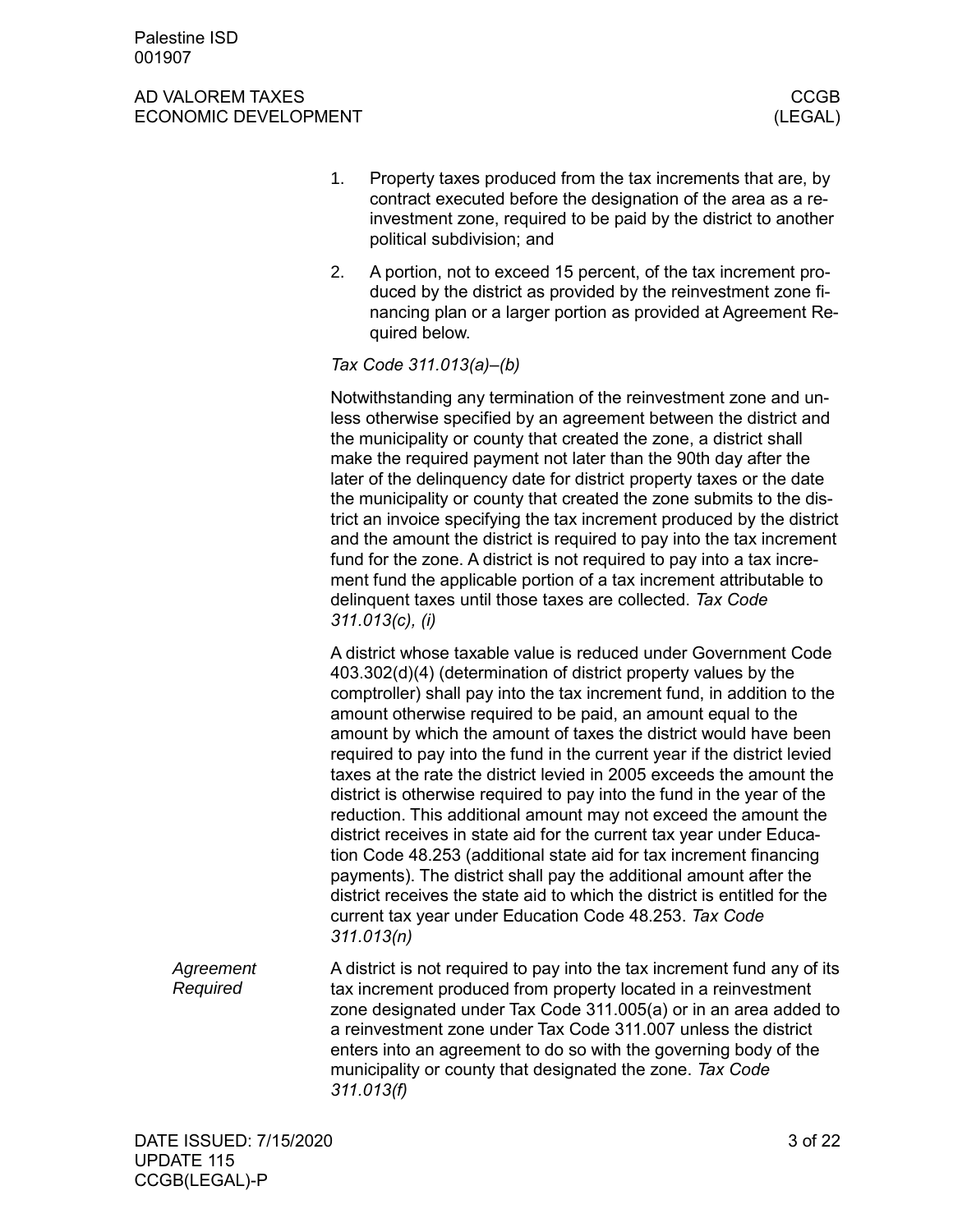1. Property taxes produced from the tax increments that are, by contract executed before the designation of the area as a reinvestment zone, required to be paid by the district to another political subdivision; and
2. A portion, not to exceed 15 percent, of the tax increment produced by the district as provided by the reinvestment zone financing plan or a larger portion as provided at Agreement Required below.

*Tax Code 311.013(a)–(b)*

Notwithstanding any termination of the reinvestment zone and unless otherwise specified by an agreement between the district and the municipality or county that created the zone, a district shall make the required payment not later than the 90th day after the later of the delinquency date for district property taxes or the date the municipality or county that created the zone submits to the district an invoice specifying the tax increment produced by the district and the amount the district is required to pay into the tax increment fund for the zone. A district is not required to pay into a tax increment fund the applicable portion of a tax increment attributable to delinquent taxes until those taxes are collected. *Tax Code 311.013(c), (i)*

A district whose taxable value is reduced under Government Code 403.302(d)(4) (determination of district property values by the comptroller) shall pay into the tax increment fund, in addition to the amount otherwise required to be paid, an amount equal to the amount by which the amount of taxes the district would have been required to pay into the fund in the current year if the district levied taxes at the rate the district levied in 2005 exceeds the amount the district is otherwise required to pay into the fund in the year of the reduction. This additional amount may not exceed the amount the district receives in state aid for the current tax year under Education Code 48.253 (additional state aid for tax increment financing payments). The district shall pay the additional amount after the district receives the state aid to which the district is entitled for the current tax year under Education Code 48.253. *Tax Code 311.013(n)*

*Agreement Required*

A district is not required to pay into the tax increment fund any of its tax increment produced from property located in a reinvestment zone designated under Tax Code 311.005(a) or in an area added to a reinvestment zone under Tax Code 311.007 unless the district enters into an agreement to do so with the governing body of the municipality or county that designated the zone. *Tax Code 311.013(f)*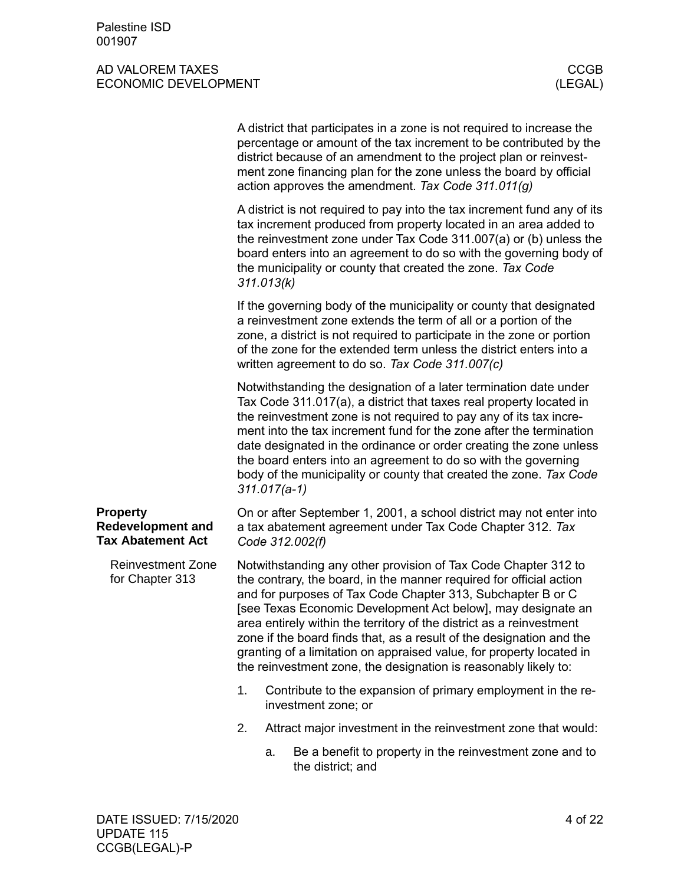A district that participates in a zone is not required to increase the percentage or amount of the tax increment to be contributed by the district because of an amendment to the project plan or reinvestment zone financing plan for the zone unless the board by official action approves the amendment. *Tax Code 311.011(g)*

A district is not required to pay into the tax increment fund any of its tax increment produced from property located in an area added to the reinvestment zone under Tax Code 311.007(a) or (b) unless the board enters into an agreement to do so with the governing body of the municipality or county that created the zone. *Tax Code 311.013(k)*

If the governing body of the municipality or county that designated a reinvestment zone extends the term of all or a portion of the zone, a district is not required to participate in the zone or portion of the zone for the extended term unless the district enters into a written agreement to do so. *Tax Code 311.007(c)*

Notwithstanding the designation of a later termination date under Tax Code 311.017(a), a district that taxes real property located in the reinvestment zone is not required to pay any of its tax increment into the tax increment fund for the zone after the termination date designated in the ordinance or order creating the zone unless the board enters into an agreement to do so with the governing body of the municipality or county that created the zone. *Tax Code 311.017(a-1)*

## Property Redevelopment and Tax Abatement Act

On or after September 1, 2001, a school district may not enter into a tax abatement agreement under Tax Code Chapter 312. *Tax Code 312.002(f)*

### Reinvestment Zone for Chapter 313

Notwithstanding any other provision of Tax Code Chapter 312 to the contrary, the board, in the manner required for official action and for purposes of Tax Code Chapter 313, Subchapter B or C [see Texas Economic Development Act below], may designate an area entirely within the territory of the district as a reinvestment zone if the board finds that, as a result of the designation and the granting of a limitation on appraised value, for property located in the reinvestment zone, the designation is reasonably likely to:

1. Contribute to the expansion of primary employment in the reinvestment zone; or
2. Attract major investment in the reinvestment zone that would:
   a. Be a benefit to property in the reinvestment zone and to the district; and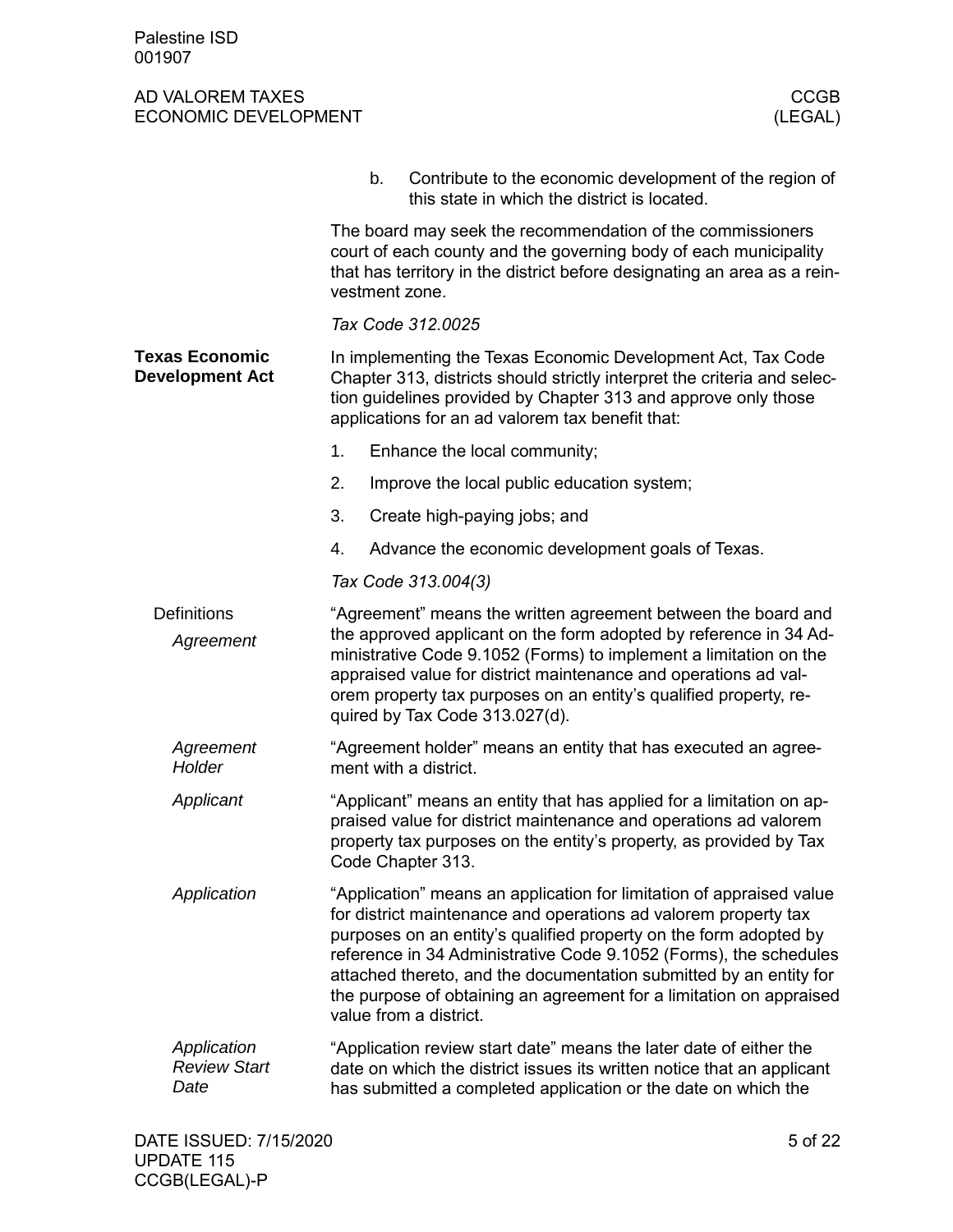b. Contribute to the economic development of the region of this state in which the district is located.

The board may seek the recommendation of the commissioners court of each county and the governing body of each municipality that has territory in the district before designating an area as a reinvestment zone.

*Tax Code 312.0025*

## Texas Economic Development Act

In implementing the Texas Economic Development Act, Tax Code Chapter 313, districts should strictly interpret the criteria and selection guidelines provided by Chapter 313 and approve only those applications for an ad valorem tax benefit that:

1. Enhance the local community;
2. Improve the local public education system;
3. Create high-paying jobs; and
4. Advance the economic development goals of Texas.

*Tax Code 313.004(3)*

### Definitions

#### *Agreement*

"Agreement" means the written agreement between the board and the approved applicant on the form adopted by reference in 34 Administrative Code 9.1052 (Forms) to implement a limitation on the appraised value for district maintenance and operations ad valorem property tax purposes on an entity's qualified property, required by Tax Code 313.027(d).

#### *Agreement Holder*

"Agreement holder" means an entity that has executed an agreement with a district.

#### *Applicant*

"Applicant" means an entity that has applied for a limitation on appraised value for district maintenance and operations ad valorem property tax purposes on the entity's property, as provided by Tax Code Chapter 313.

#### *Application*

"Application" means an application for limitation of appraised value for district maintenance and operations ad valorem property tax purposes on an entity's qualified property on the form adopted by reference in 34 Administrative Code 9.1052 (Forms), the schedules attached thereto, and the documentation submitted by an entity for the purpose of obtaining an agreement for a limitation on appraised value from a district.

#### *Application Review Start Date*

"Application review start date" means the later date of either the date on which the district issues its written notice that an applicant has submitted a completed application or the date on which the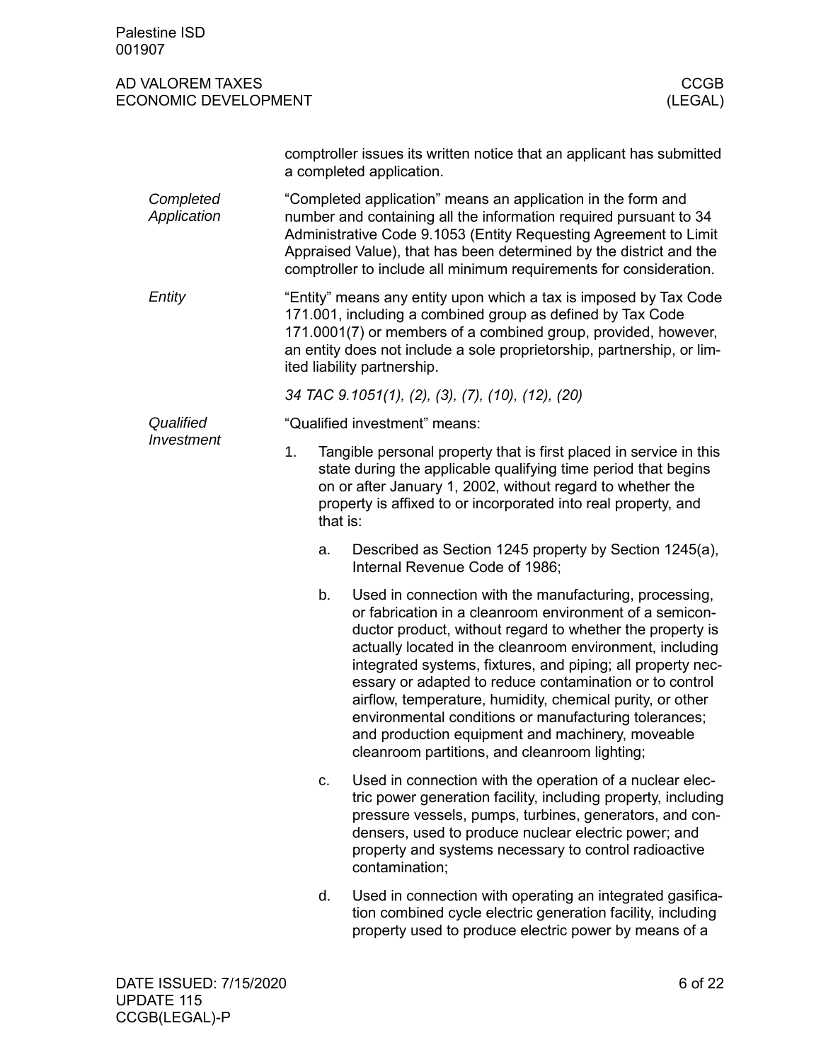comptroller issues its written notice that an applicant has submitted a completed application.

*Completed Application*

"Completed application" means an application in the form and number and containing all the information required pursuant to 34 Administrative Code 9.1053 (Entity Requesting Agreement to Limit Appraised Value), that has been determined by the district and the comptroller to include all minimum requirements for consideration.

*Entity*

"Entity" means any entity upon which a tax is imposed by Tax Code 171.001, including a combined group as defined by Tax Code 171.0001(7) or members of a combined group, provided, however, an entity does not include a sole proprietorship, partnership, or limited liability partnership.

*34 TAC 9.1051(1), (2), (3), (7), (10), (12), (20)*

*Qualified Investment*

"Qualified investment" means:

1. Tangible personal property that is first placed in service in this state during the applicable qualifying time period that begins on or after January 1, 2002, without regard to whether the property is affixed to or incorporated into real property, and that is:
   a. Described as Section 1245 property by Section 1245(a), Internal Revenue Code of 1986;
   b. Used in connection with the manufacturing, processing, or fabrication in a cleanroom environment of a semiconductor product, without regard to whether the property is actually located in the cleanroom environment, including integrated systems, fixtures, and piping; all property necessary or adapted to reduce contamination or to control airflow, temperature, humidity, chemical purity, or other environmental conditions or manufacturing tolerances; and production equipment and machinery, moveable cleanroom partitions, and cleanroom lighting;
   c. Used in connection with the operation of a nuclear electric power generation facility, including property, including pressure vessels, pumps, turbines, generators, and condensers, used to produce nuclear electric power; and property and systems necessary to control radioactive contamination;
   d. Used in connection with operating an integrated gasification combined cycle electric generation facility, including property used to produce electric power by means of a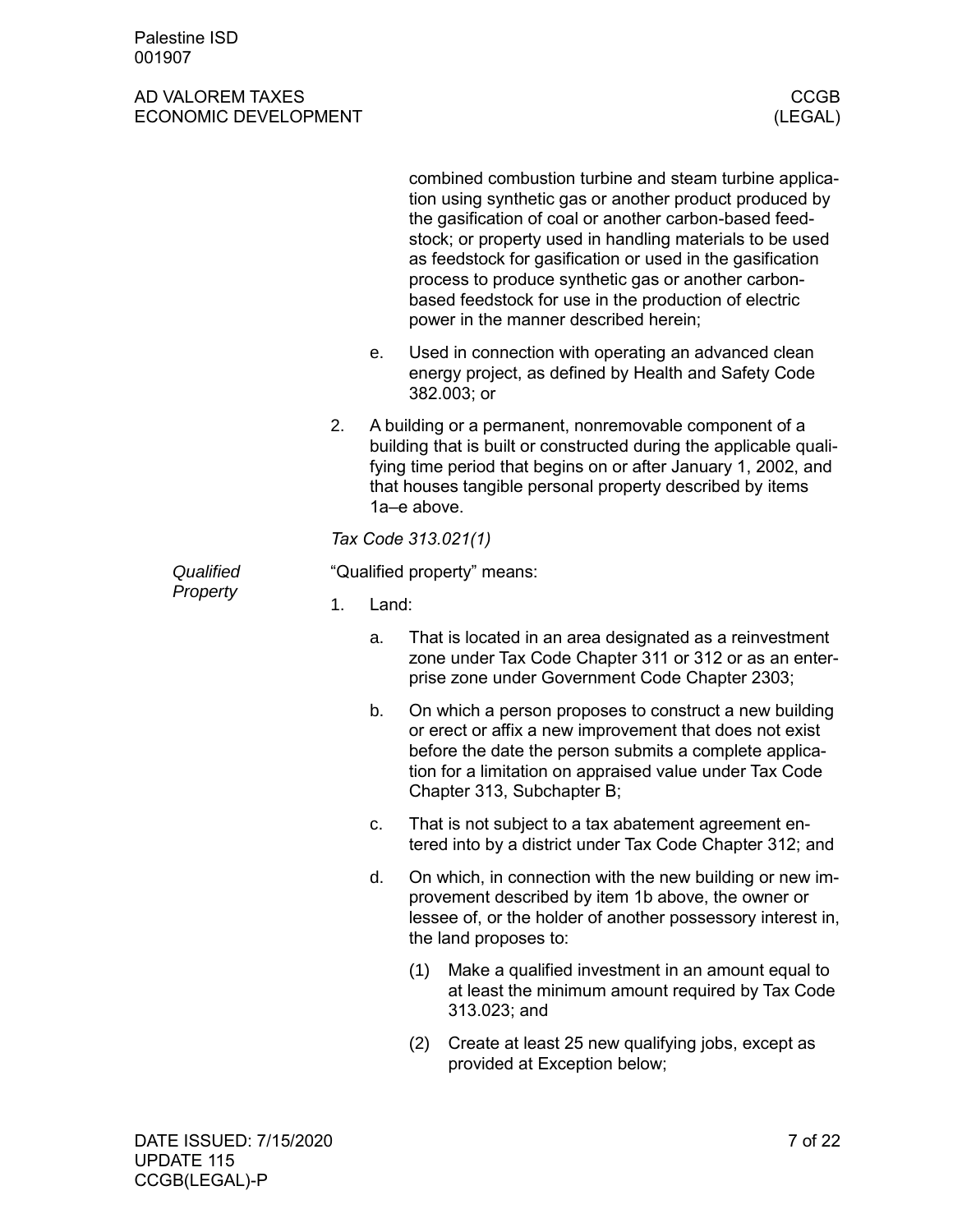combined combustion turbine and steam turbine application using synthetic gas or another product produced by the gasification of coal or another carbon-based feedstock; or property used in handling materials to be used as feedstock for gasification or used in the gasification process to produce synthetic gas or another carbon-based feedstock for use in the production of electric power in the manner described herein;

   e. Used in connection with operating an advanced clean energy project, as defined by Health and Safety Code 382.003; or

2. A building or a permanent, nonremovable component of a building that is built or constructed during the applicable qualifying time period that begins on or after January 1, 2002, and that houses tangible personal property described by items 1a–e above.

*Tax Code 313.021(1)*

*Qualified Property*

"Qualified property" means:

1. Land:
   a. That is located in an area designated as a reinvestment zone under Tax Code Chapter 311 or 312 or as an enterprise zone under Government Code Chapter 2303;
   b. On which a person proposes to construct a new building or erect or affix a new improvement that does not exist before the date the person submits a complete application for a limitation on appraised value under Tax Code Chapter 313, Subchapter B;
   c. That is not subject to a tax abatement agreement entered into by a district under Tax Code Chapter 312; and
   d. On which, in connection with the new building or new improvement described by item 1b above, the owner or lessee of, or the holder of another possessory interest in, the land proposes to:
      (1) Make a qualified investment in an amount equal to at least the minimum amount required by Tax Code 313.023; and
      (2) Create at least 25 new qualifying jobs, except as provided at Exception below;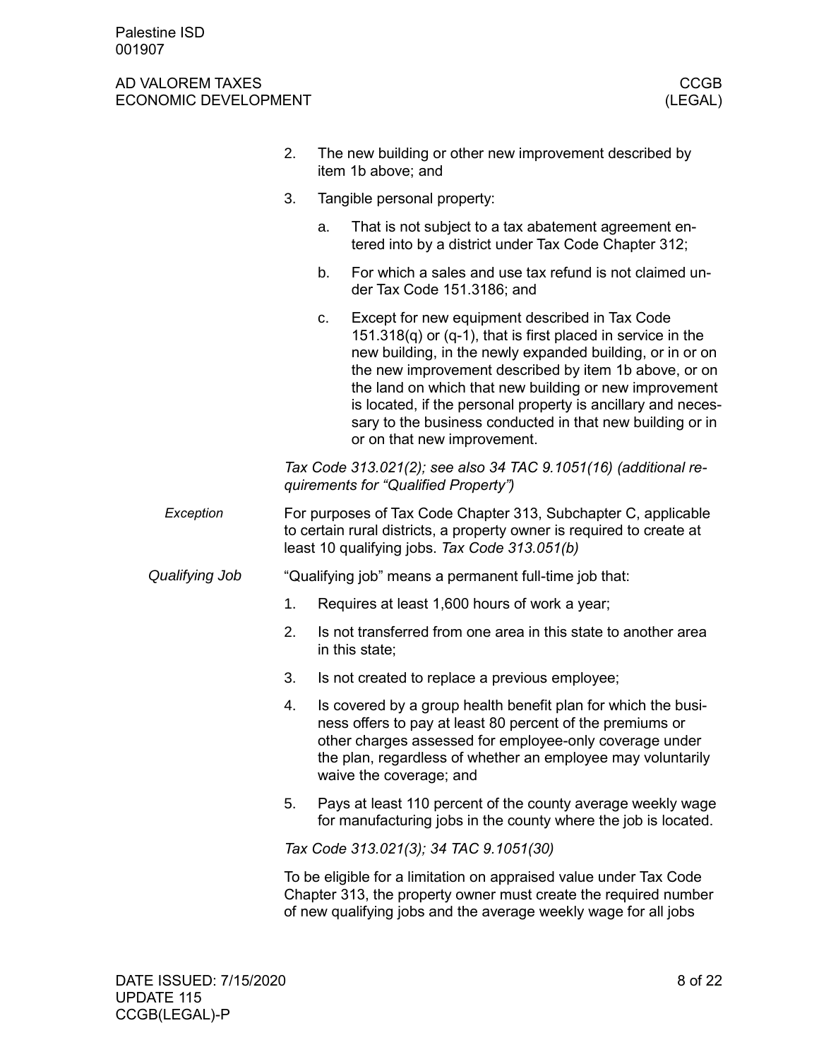2. The new building or other new improvement described by item 1b above; and

3. Tangible personal property:

   a. That is not subject to a tax abatement agreement entered into by a district under Tax Code Chapter 312;

   b. For which a sales and use tax refund is not claimed under Tax Code 151.3186; and

   c. Except for new equipment described in Tax Code 151.318(q) or (q-1), that is first placed in service in the new building, in the newly expanded building, or in or on the new improvement described by item 1b above, or on the land on which that new building or new improvement is located, if the personal property is ancillary and necessary to the business conducted in that new building or in or on that new improvement.

*Tax Code 313.021(2); see also 34 TAC 9.1051(16) (additional requirements for "Qualified Property")*

*Exception*

For purposes of Tax Code Chapter 313, Subchapter C, applicable to certain rural districts, a property owner is required to create at least 10 qualifying jobs. *Tax Code 313.051(b)*

*Qualifying Job*

"Qualifying job" means a permanent full-time job that:

1. Requires at least 1,600 hours of work a year;
2. Is not transferred from one area in this state to another area in this state;
3. Is not created to replace a previous employee;
4. Is covered by a group health benefit plan for which the business offers to pay at least 80 percent of the premiums or other charges assessed for employee-only coverage under the plan, regardless of whether an employee may voluntarily waive the coverage; and
5. Pays at least 110 percent of the county average weekly wage for manufacturing jobs in the county where the job is located.

*Tax Code 313.021(3); 34 TAC 9.1051(30)*

To be eligible for a limitation on appraised value under Tax Code Chapter 313, the property owner must create the required number of new qualifying jobs and the average weekly wage for all jobs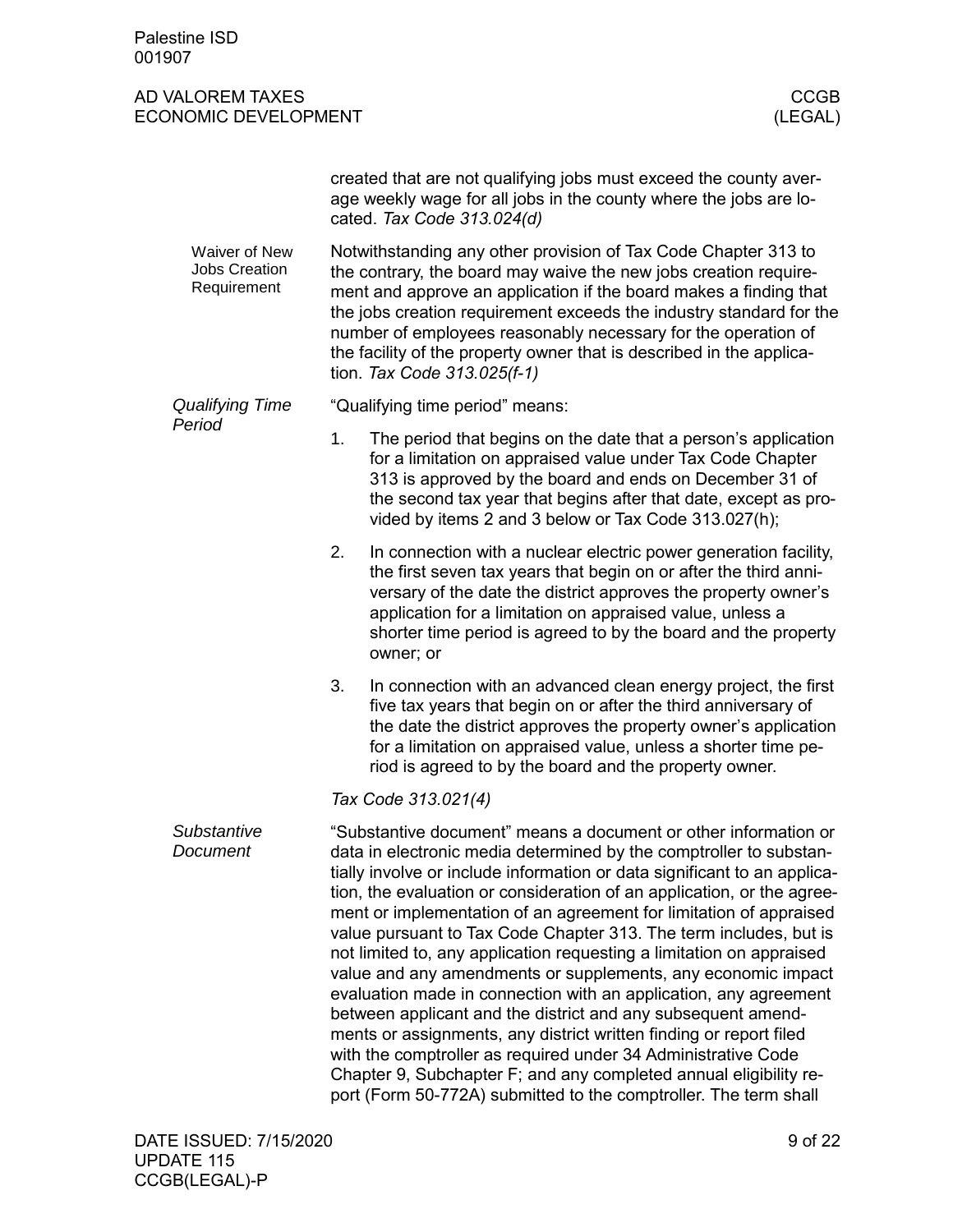created that are not qualifying jobs must exceed the county average weekly wage for all jobs in the county where the jobs are located. *Tax Code 313.024(d)*

#### Waiver of New Jobs Creation Requirement

Notwithstanding any other provision of Tax Code Chapter 313 to the contrary, the board may waive the new jobs creation requirement and approve an application if the board makes a finding that the jobs creation requirement exceeds the industry standard for the number of employees reasonably necessary for the operation of the facility of the property owner that is described in the application. *Tax Code 313.025(f-1)*

### *Qualifying Time Period*

"Qualifying time period" means:

1. The period that begins on the date that a person's application for a limitation on appraised value under Tax Code Chapter 313 is approved by the board and ends on December 31 of the second tax year that begins after that date, except as provided by items 2 and 3 below or Tax Code 313.027(h);
2. In connection with a nuclear electric power generation facility, the first seven tax years that begin on or after the third anniversary of the date the district approves the property owner's application for a limitation on appraised value, unless a shorter time period is agreed to by the board and the property owner; or
3. In connection with an advanced clean energy project, the first five tax years that begin on or after the third anniversary of the date the district approves the property owner's application for a limitation on appraised value, unless a shorter time period is agreed to by the board and the property owner.

*Tax Code 313.021(4)*

### *Substantive Document*

"Substantive document" means a document or other information or data in electronic media determined by the comptroller to substantially involve or include information or data significant to an application, the evaluation or consideration of an application, or the agreement or implementation of an agreement for limitation of appraised value pursuant to Tax Code Chapter 313. The term includes, but is not limited to, any application requesting a limitation on appraised value and any amendments or supplements, any economic impact evaluation made in connection with an application, any agreement between applicant and the district and any subsequent amendments or assignments, any district written finding or report filed with the comptroller as required under 34 Administrative Code Chapter 9, Subchapter F; and any completed annual eligibility report (Form 50-772A) submitted to the comptroller. The term shall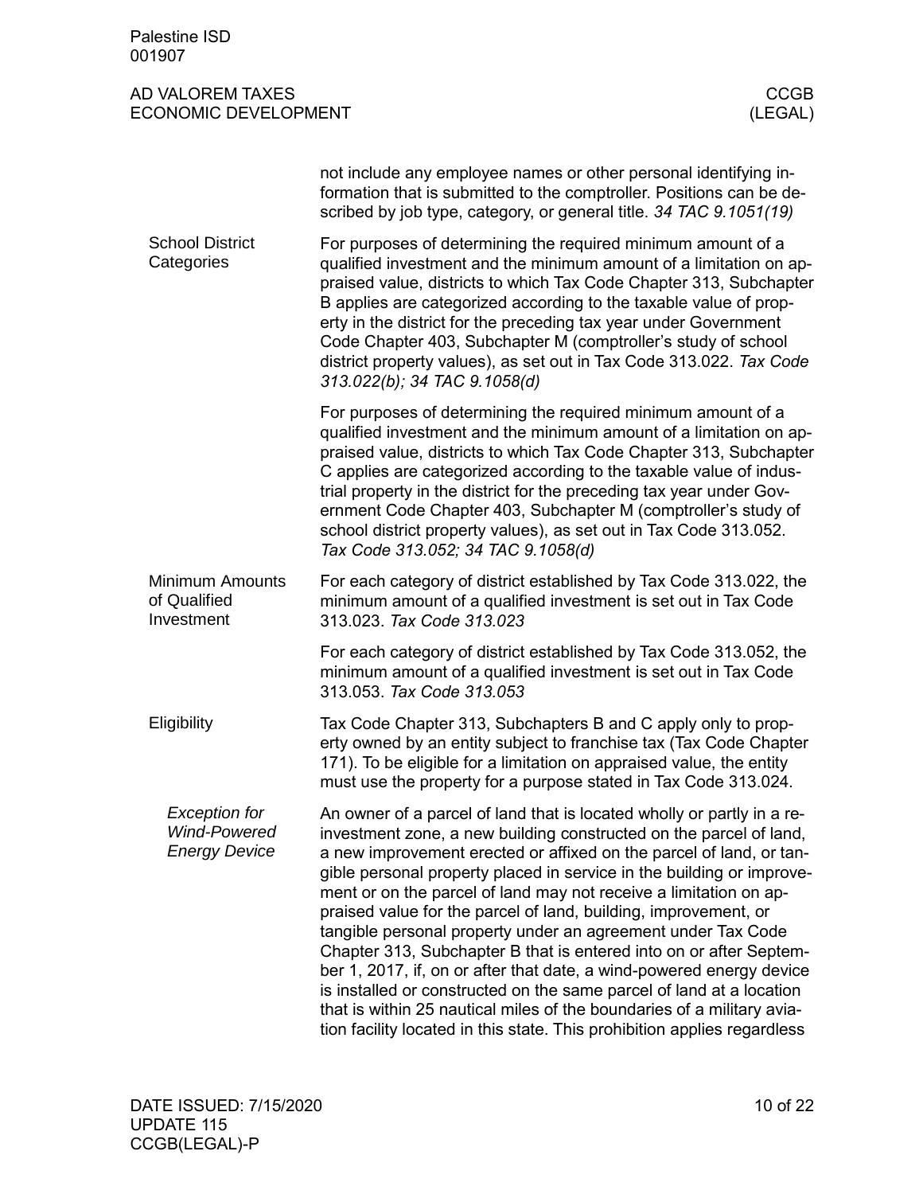not include any employee names or other personal identifying information that is submitted to the comptroller. Positions can be described by job type, category, or general title. *34 TAC 9.1051(19)*

### School District Categories

For purposes of determining the required minimum amount of a qualified investment and the minimum amount of a limitation on appraised value, districts to which Tax Code Chapter 313, Subchapter B applies are categorized according to the taxable value of property in the district for the preceding tax year under Government Code Chapter 403, Subchapter M (comptroller's study of school district property values), as set out in Tax Code 313.022. *Tax Code 313.022(b); 34 TAC 9.1058(d)*

For purposes of determining the required minimum amount of a qualified investment and the minimum amount of a limitation on appraised value, districts to which Tax Code Chapter 313, Subchapter C applies are categorized according to the taxable value of industrial property in the district for the preceding tax year under Government Code Chapter 403, Subchapter M (comptroller's study of school district property values), as set out in Tax Code 313.052. *Tax Code 313.052; 34 TAC 9.1058(d)*

### Minimum Amounts of Qualified Investment

For each category of district established by Tax Code 313.022, the minimum amount of a qualified investment is set out in Tax Code 313.023. *Tax Code 313.023*

For each category of district established by Tax Code 313.052, the minimum amount of a qualified investment is set out in Tax Code 313.053. *Tax Code 313.053*

### Eligibility

Tax Code Chapter 313, Subchapters B and C apply only to property owned by an entity subject to franchise tax (Tax Code Chapter 171). To be eligible for a limitation on appraised value, the entity must use the property for a purpose stated in Tax Code 313.024.

#### *Exception for Wind-Powered Energy Device*

An owner of a parcel of land that is located wholly or partly in a reinvestment zone, a new building constructed on the parcel of land, a new improvement erected or affixed on the parcel of land, or tangible personal property placed in service in the building or improvement or on the parcel of land may not receive a limitation on appraised value for the parcel of land, building, improvement, or tangible personal property under an agreement under Tax Code Chapter 313, Subchapter B that is entered into on or after September 1, 2017, if, on or after that date, a wind-powered energy device is installed or constructed on the same parcel of land at a location that is within 25 nautical miles of the boundaries of a military aviation facility located in this state. This prohibition applies regardless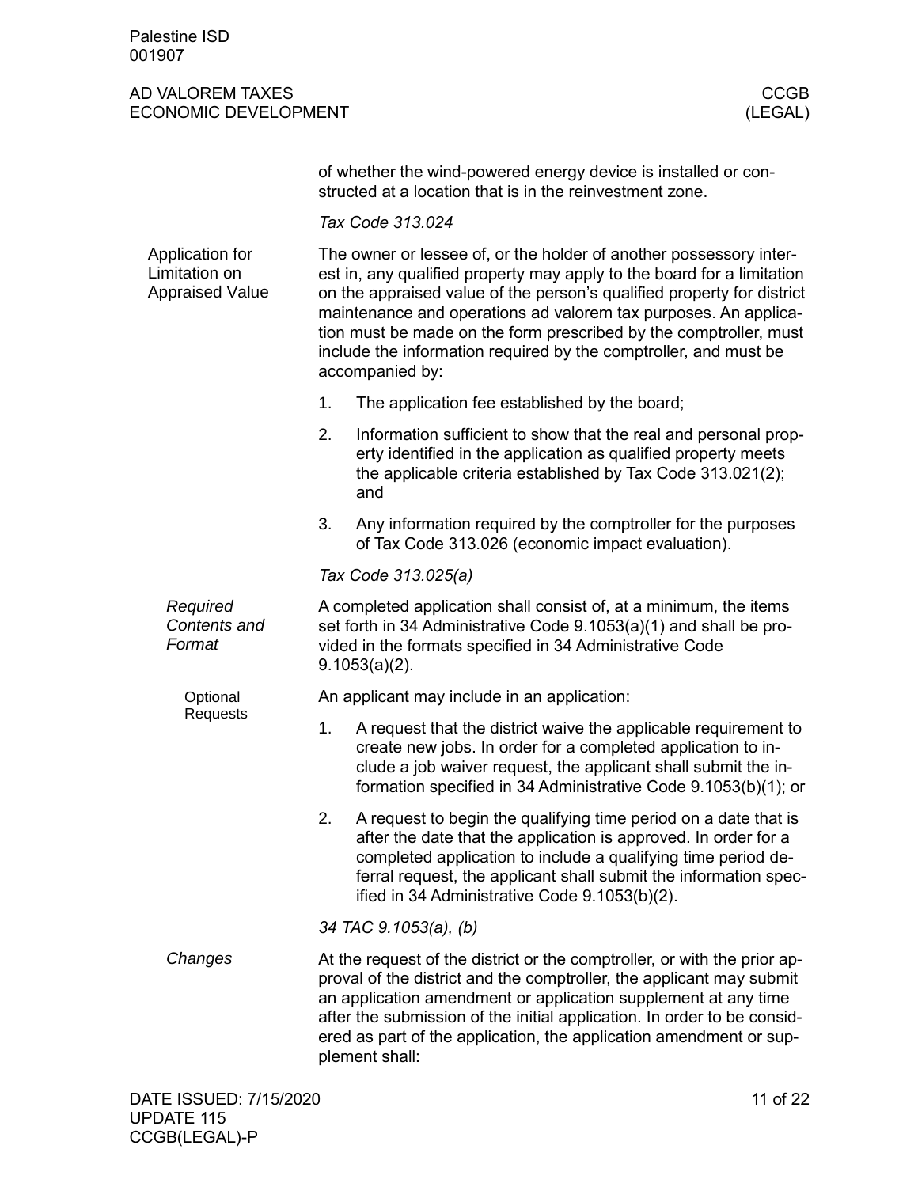of whether the wind-powered energy device is installed or constructed at a location that is in the reinvestment zone.

*Tax Code 313.024*

## Application for Limitation on Appraised Value

The owner or lessee of, or the holder of another possessory interest in, any qualified property may apply to the board for a limitation on the appraised value of the person's qualified property for district maintenance and operations ad valorem tax purposes. An application must be made on the form prescribed by the comptroller, must include the information required by the comptroller, and must be accompanied by:

1. The application fee established by the board;
2. Information sufficient to show that the real and personal property identified in the application as qualified property meets the applicable criteria established by Tax Code 313.021(2); and
3. Any information required by the comptroller for the purposes of Tax Code 313.026 (economic impact evaluation).

*Tax Code 313.025(a)*

### *Required Contents and Format*

A completed application shall consist of, at a minimum, the items set forth in 34 Administrative Code 9.1053(a)(1) and shall be provided in the formats specified in 34 Administrative Code 9.1053(a)(2).

#### Optional Requests

An applicant may include in an application:

1. A request that the district waive the applicable requirement to create new jobs. In order for a completed application to include a job waiver request, the applicant shall submit the information specified in 34 Administrative Code 9.1053(b)(1); or
2. A request to begin the qualifying time period on a date that is after the date that the application is approved. In order for a completed application to include a qualifying time period deferral request, the applicant shall submit the information specified in 34 Administrative Code 9.1053(b)(2).

*34 TAC 9.1053(a), (b)*

### *Changes*

At the request of the district or the comptroller, or with the prior approval of the district and the comptroller, the applicant may submit an application amendment or application supplement at any time after the submission of the initial application. In order to be considered as part of the application, the application amendment or supplement shall: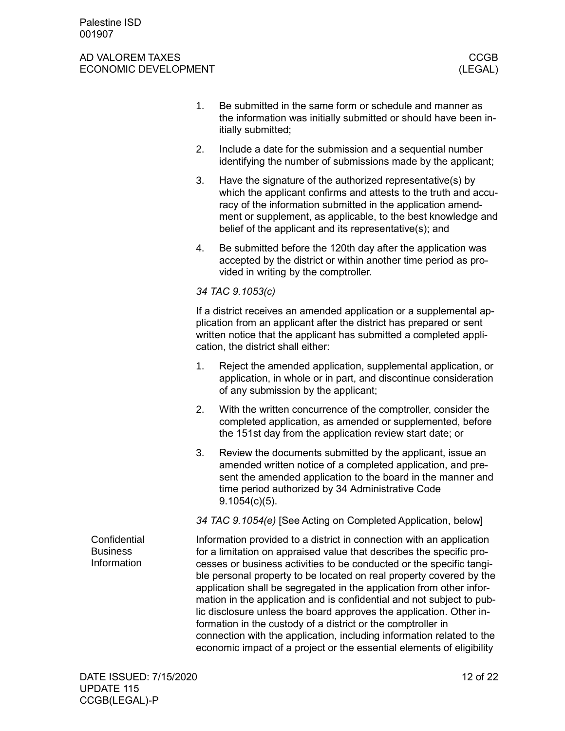1. Be submitted in the same form or schedule and manner as the information was initially submitted or should have been initially submitted;
2. Include a date for the submission and a sequential number identifying the number of submissions made by the applicant;
3. Have the signature of the authorized representative(s) by which the applicant confirms and attests to the truth and accuracy of the information submitted in the application amendment or supplement, as applicable, to the best knowledge and belief of the applicant and its representative(s); and
4. Be submitted before the 120th day after the application was accepted by the district or within another time period as provided in writing by the comptroller.

*34 TAC 9.1053(c)*

If a district receives an amended application or a supplemental application from an applicant after the district has prepared or sent written notice that the applicant has submitted a completed application, the district shall either:

1. Reject the amended application, supplemental application, or application, in whole or in part, and discontinue consideration of any submission by the applicant;
2. With the written concurrence of the comptroller, consider the completed application, as amended or supplemented, before the 151st day from the application review start date; or
3. Review the documents submitted by the applicant, issue an amended written notice of a completed application, and present the amended application to the board in the manner and time period authorized by 34 Administrative Code 9.1054(c)(5).

*34 TAC 9.1054(e)* [See Acting on Completed Application, below]

## Confidential Business Information

Information provided to a district in connection with an application for a limitation on appraised value that describes the specific processes or business activities to be conducted or the specific tangible personal property to be located on real property covered by the application shall be segregated in the application from other information in the application and is confidential and not subject to public disclosure unless the board approves the application. Other information in the custody of a district or the comptroller in connection with the application, including information related to the economic impact of a project or the essential elements of eligibility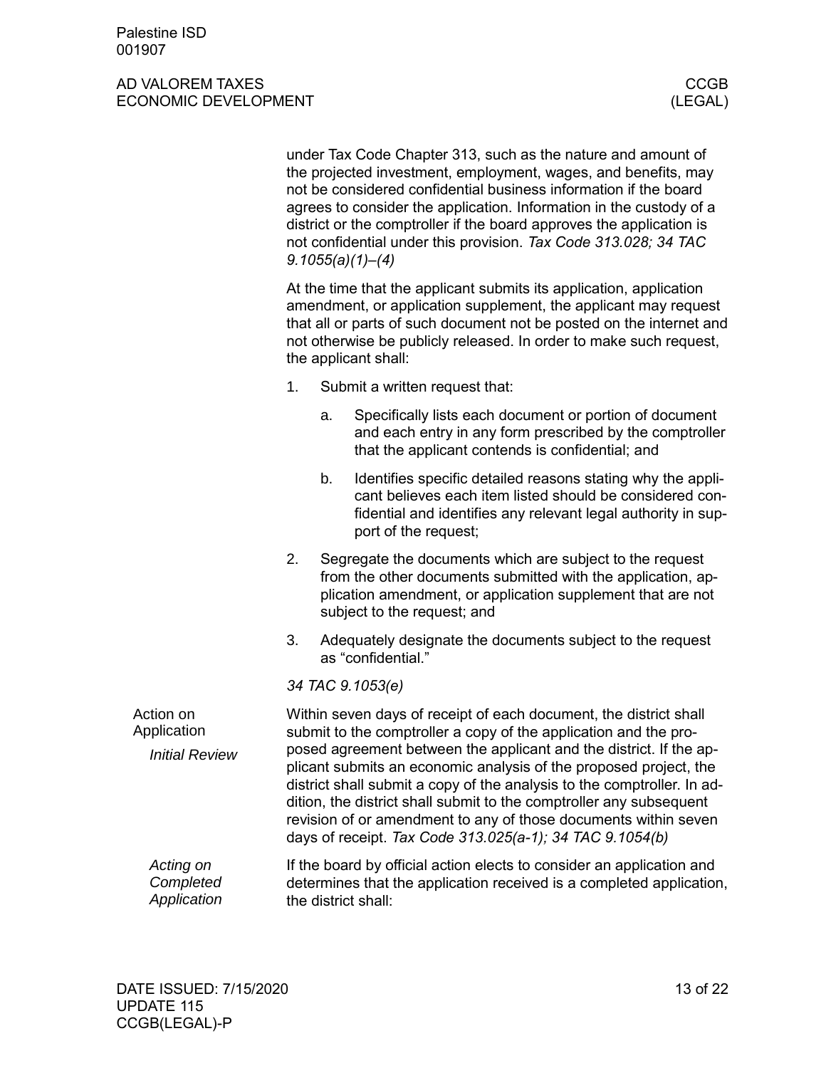under Tax Code Chapter 313, such as the nature and amount of the projected investment, employment, wages, and benefits, may not be considered confidential business information if the board agrees to consider the application. Information in the custody of a district or the comptroller if the board approves the application is not confidential under this provision. *Tax Code 313.028; 34 TAC 9.1055(a)(1)–(4)*

At the time that the applicant submits its application, application amendment, or application supplement, the applicant may request that all or parts of such document not be posted on the internet and not otherwise be publicly released. In order to make such request, the applicant shall:

1. Submit a written request that:
   a. Specifically lists each document or portion of document and each entry in any form prescribed by the comptroller that the applicant contends is confidential; and
   b. Identifies specific detailed reasons stating why the applicant believes each item listed should be considered confidential and identifies any relevant legal authority in support of the request;
2. Segregate the documents which are subject to the request from the other documents submitted with the application, application amendment, or application supplement that are not subject to the request; and
3. Adequately designate the documents subject to the request as "confidential."

*34 TAC 9.1053(e)*

## Action on Application

### *Initial Review*

Within seven days of receipt of each document, the district shall submit to the comptroller a copy of the application and the proposed agreement between the applicant and the district. If the applicant submits an economic analysis of the proposed project, the district shall submit a copy of the analysis to the comptroller. In addition, the district shall submit to the comptroller any subsequent revision of or amendment to any of those documents within seven days of receipt. *Tax Code 313.025(a-1); 34 TAC 9.1054(b)*

### *Acting on Completed Application*

If the board by official action elects to consider an application and determines that the application received is a completed application, the district shall: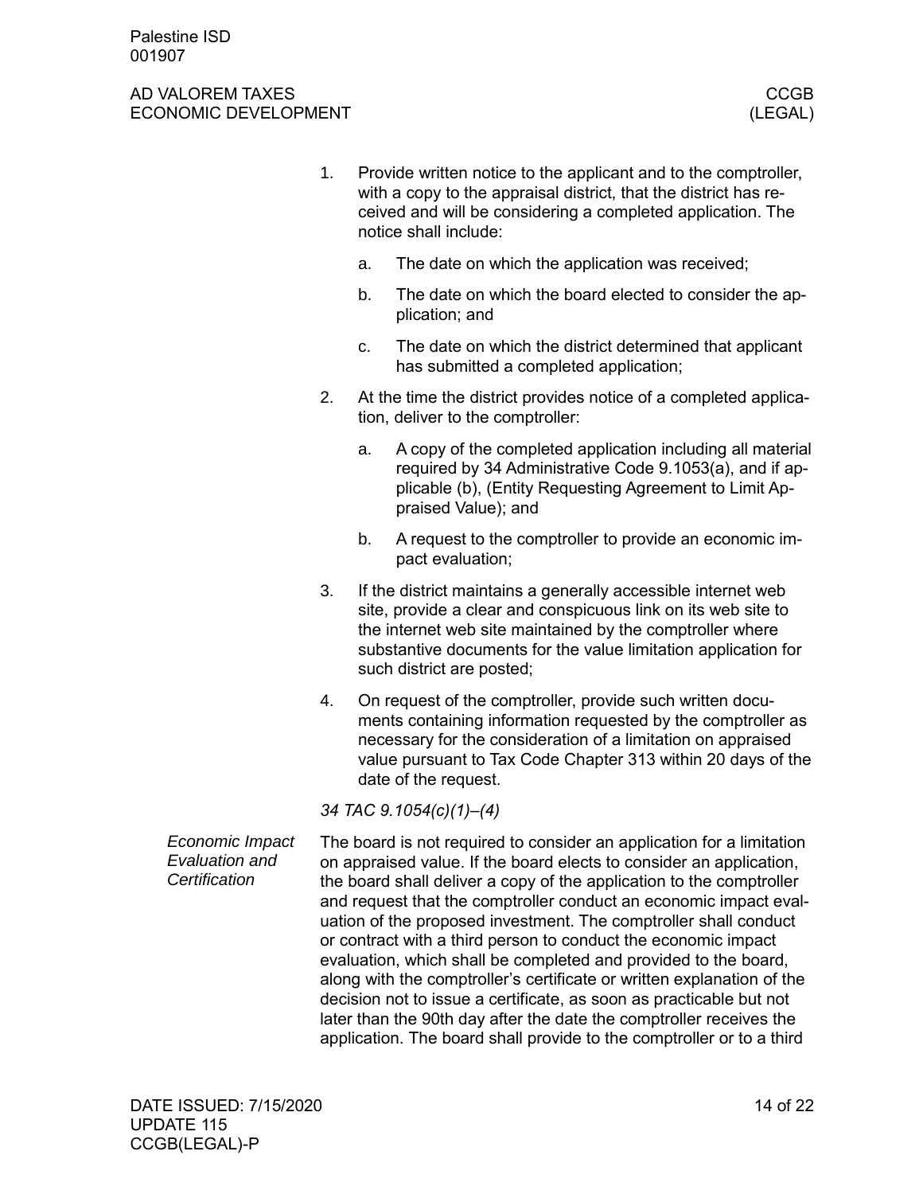1. Provide written notice to the applicant and to the comptroller, with a copy to the appraisal district, that the district has received and will be considering a completed application. The notice shall include:

    a. The date on which the application was received;

    b. The date on which the board elected to consider the application; and

    c. The date on which the district determined that applicant has submitted a completed application;

2. At the time the district provides notice of a completed application, deliver to the comptroller:

    a. A copy of the completed application including all material required by 34 Administrative Code 9.1053(a), and if applicable (b), (Entity Requesting Agreement to Limit Appraised Value); and

    b. A request to the comptroller to provide an economic impact evaluation;

3. If the district maintains a generally accessible internet web site, provide a clear and conspicuous link on its web site to the internet web site maintained by the comptroller where substantive documents for the value limitation application for such district are posted;

4. On request of the comptroller, provide such written documents containing information requested by the comptroller as necessary for the consideration of a limitation on appraised value pursuant to Tax Code Chapter 313 within 20 days of the date of the request.

*34 TAC 9.1054(c)(1)–(4)*

*Economic Impact Evaluation and Certification*

The board is not required to consider an application for a limitation on appraised value. If the board elects to consider an application, the board shall deliver a copy of the application to the comptroller and request that the comptroller conduct an economic impact evaluation of the proposed investment. The comptroller shall conduct or contract with a third person to conduct the economic impact evaluation, which shall be completed and provided to the board, along with the comptroller's certificate or written explanation of the decision not to issue a certificate, as soon as practicable but not later than the 90th day after the date the comptroller receives the application. The board shall provide to the comptroller or to a third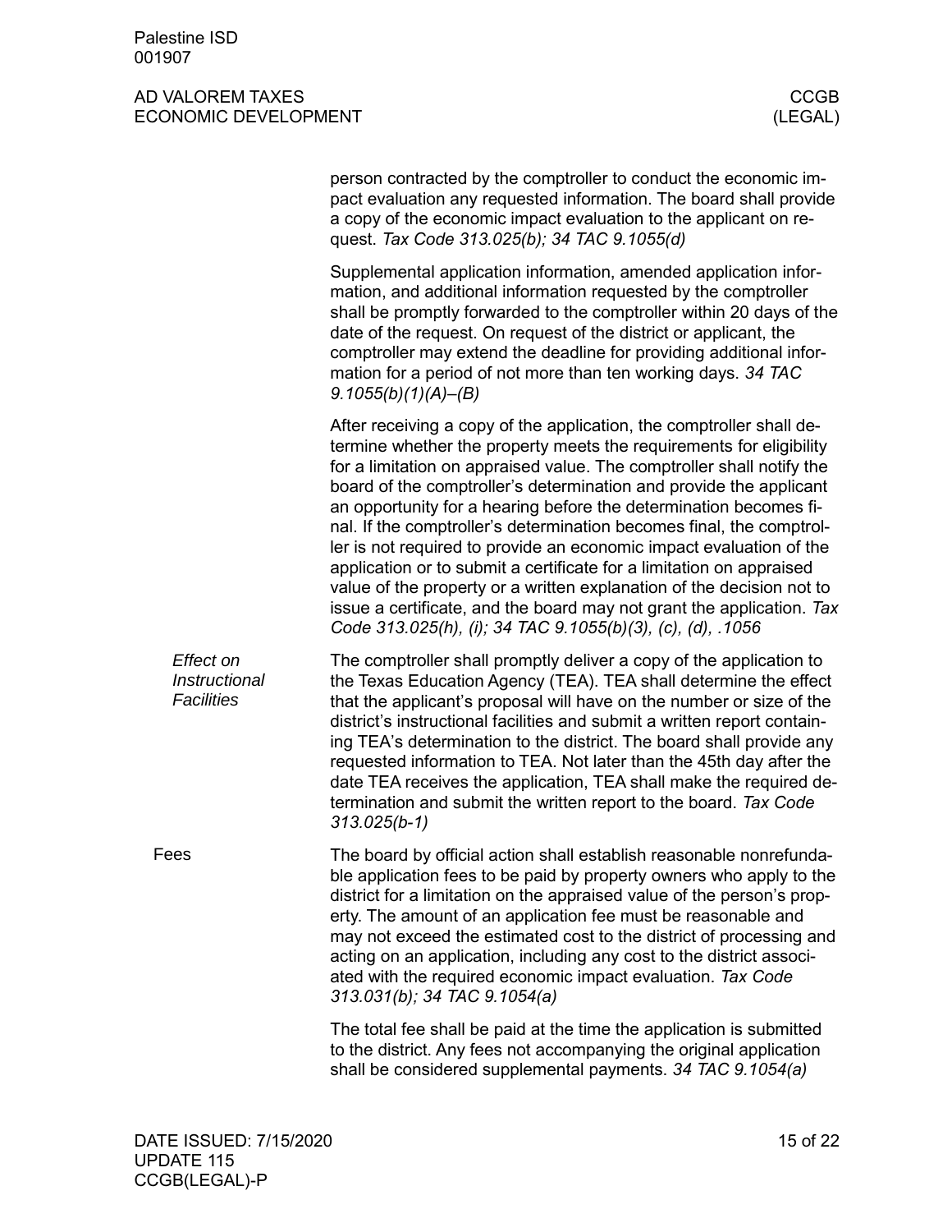person contracted by the comptroller to conduct the economic impact evaluation any requested information. The board shall provide a copy of the economic impact evaluation to the applicant on request. *Tax Code 313.025(b); 34 TAC 9.1055(d)*

Supplemental application information, amended application information, and additional information requested by the comptroller shall be promptly forwarded to the comptroller within 20 days of the date of the request. On request of the district or applicant, the comptroller may extend the deadline for providing additional information for a period of not more than ten working days. *34 TAC 9.1055(b)(1)(A)–(B)*

After receiving a copy of the application, the comptroller shall determine whether the property meets the requirements for eligibility for a limitation on appraised value. The comptroller shall notify the board of the comptroller's determination and provide the applicant an opportunity for a hearing before the determination becomes final. If the comptroller's determination becomes final, the comptroller is not required to provide an economic impact evaluation of the application or to submit a certificate for a limitation on appraised value of the property or a written explanation of the decision not to issue a certificate, and the board may not grant the application. *Tax Code 313.025(h), (i); 34 TAC 9.1055(b)(3), (c), (d), .1056*

### *Effect on Instructional Facilities*

The comptroller shall promptly deliver a copy of the application to the Texas Education Agency (TEA). TEA shall determine the effect that the applicant's proposal will have on the number or size of the district's instructional facilities and submit a written report containing TEA's determination to the district. The board shall provide any requested information to TEA. Not later than the 45th day after the date TEA receives the application, TEA shall make the required determination and submit the written report to the board. *Tax Code 313.025(b-1)*

## Fees

The board by official action shall establish reasonable nonrefundable application fees to be paid by property owners who apply to the district for a limitation on the appraised value of the person's property. The amount of an application fee must be reasonable and may not exceed the estimated cost to the district of processing and acting on an application, including any cost to the district associated with the required economic impact evaluation. *Tax Code 313.031(b); 34 TAC 9.1054(a)*

The total fee shall be paid at the time the application is submitted to the district. Any fees not accompanying the original application shall be considered supplemental payments. *34 TAC 9.1054(a)*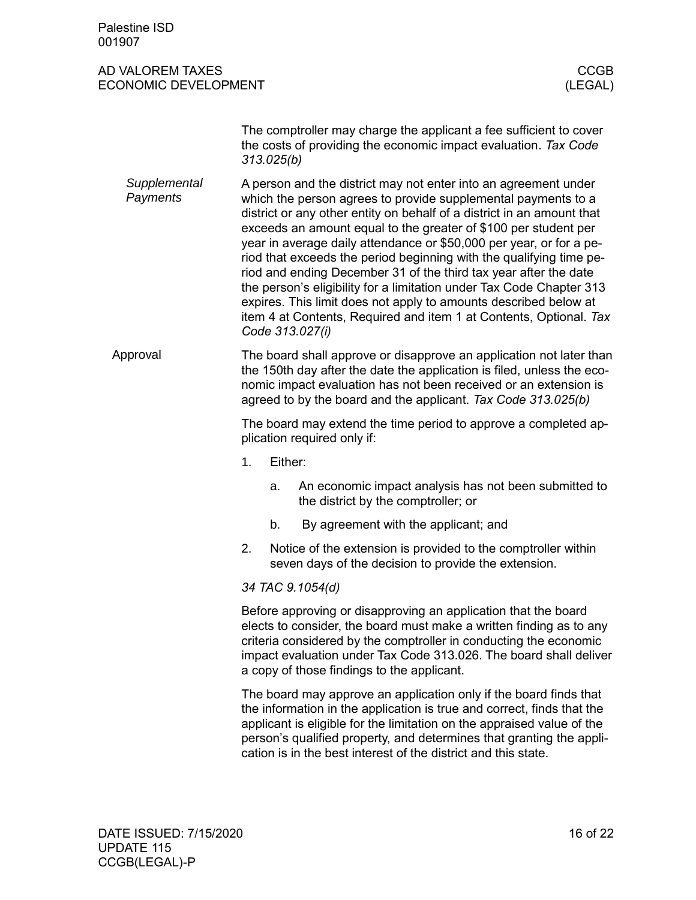The comptroller may charge the applicant a fee sufficient to cover the costs of providing the economic impact evaluation. *Tax Code 313.025(b)*

### *Supplemental Payments*

A person and the district may not enter into an agreement under which the person agrees to provide supplemental payments to a district or any other entity on behalf of a district in an amount that exceeds an amount equal to the greater of $100 per student per year in average daily attendance or $50,000 per year, or for a period that exceeds the period beginning with the qualifying time period and ending December 31 of the third tax year after the date the person's eligibility for a limitation under Tax Code Chapter 313 expires. This limit does not apply to amounts described below at item 4 at Contents, Required and item 1 at Contents, Optional. *Tax Code 313.027(i)*

## Approval

The board shall approve or disapprove an application not later than the 150th day after the date the application is filed, unless the economic impact evaluation has not been received or an extension is agreed to by the board and the applicant. *Tax Code 313.025(b)*

The board may extend the time period to approve a completed application required only if:

1. Either:
   a. An economic impact analysis has not been submitted to the district by the comptroller; or
   b. By agreement with the applicant; and
2. Notice of the extension is provided to the comptroller within seven days of the decision to provide the extension.

*34 TAC 9.1054(d)*

Before approving or disapproving an application that the board elects to consider, the board must make a written finding as to any criteria considered by the comptroller in conducting the economic impact evaluation under Tax Code 313.026. The board shall deliver a copy of those findings to the applicant.

The board may approve an application only if the board finds that the information in the application is true and correct, finds that the applicant is eligible for the limitation on the appraised value of the person's qualified property, and determines that granting the application is in the best interest of the district and this state.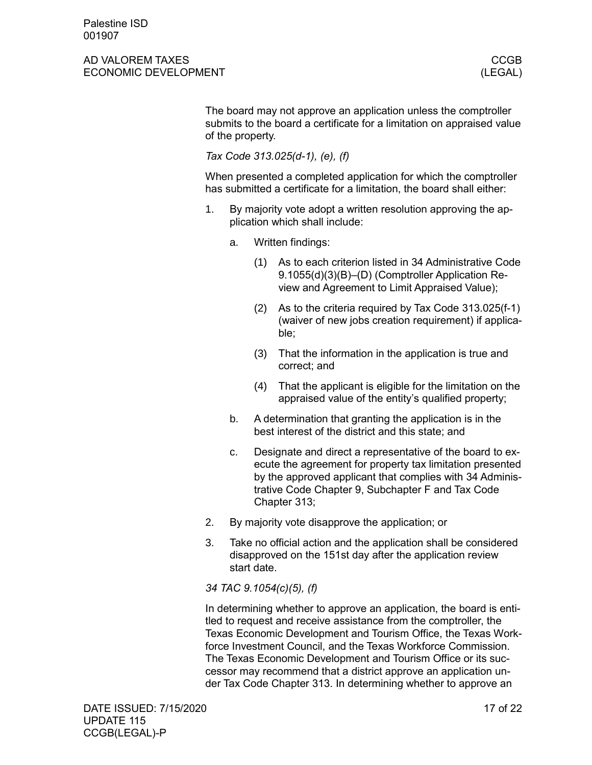The board may not approve an application unless the comptroller submits to the board a certificate for a limitation on appraised value of the property.

*Tax Code 313.025(d-1), (e), (f)*

When presented a completed application for which the comptroller has submitted a certificate for a limitation, the board shall either:

1. By majority vote adopt a written resolution approving the application which shall include:
    a. Written findings:
        (1) As to each criterion listed in 34 Administrative Code 9.1055(d)(3)(B)–(D) (Comptroller Application Review and Agreement to Limit Appraised Value);
        (2) As to the criteria required by Tax Code 313.025(f-1) (waiver of new jobs creation requirement) if applicable;
        (3) That the information in the application is true and correct; and
        (4) That the applicant is eligible for the limitation on the appraised value of the entity's qualified property;
    b. A determination that granting the application is in the best interest of the district and this state; and
    c. Designate and direct a representative of the board to execute the agreement for property tax limitation presented by the approved applicant that complies with 34 Administrative Code Chapter 9, Subchapter F and Tax Code Chapter 313;
2. By majority vote disapprove the application; or
3. Take no official action and the application shall be considered disapproved on the 151st day after the application review start date.

*34 TAC 9.1054(c)(5), (f)*

In determining whether to approve an application, the board is entitled to request and receive assistance from the comptroller, the Texas Economic Development and Tourism Office, the Texas Workforce Investment Council, and the Texas Workforce Commission. The Texas Economic Development and Tourism Office or its successor may recommend that a district approve an application under Tax Code Chapter 313. In determining whether to approve an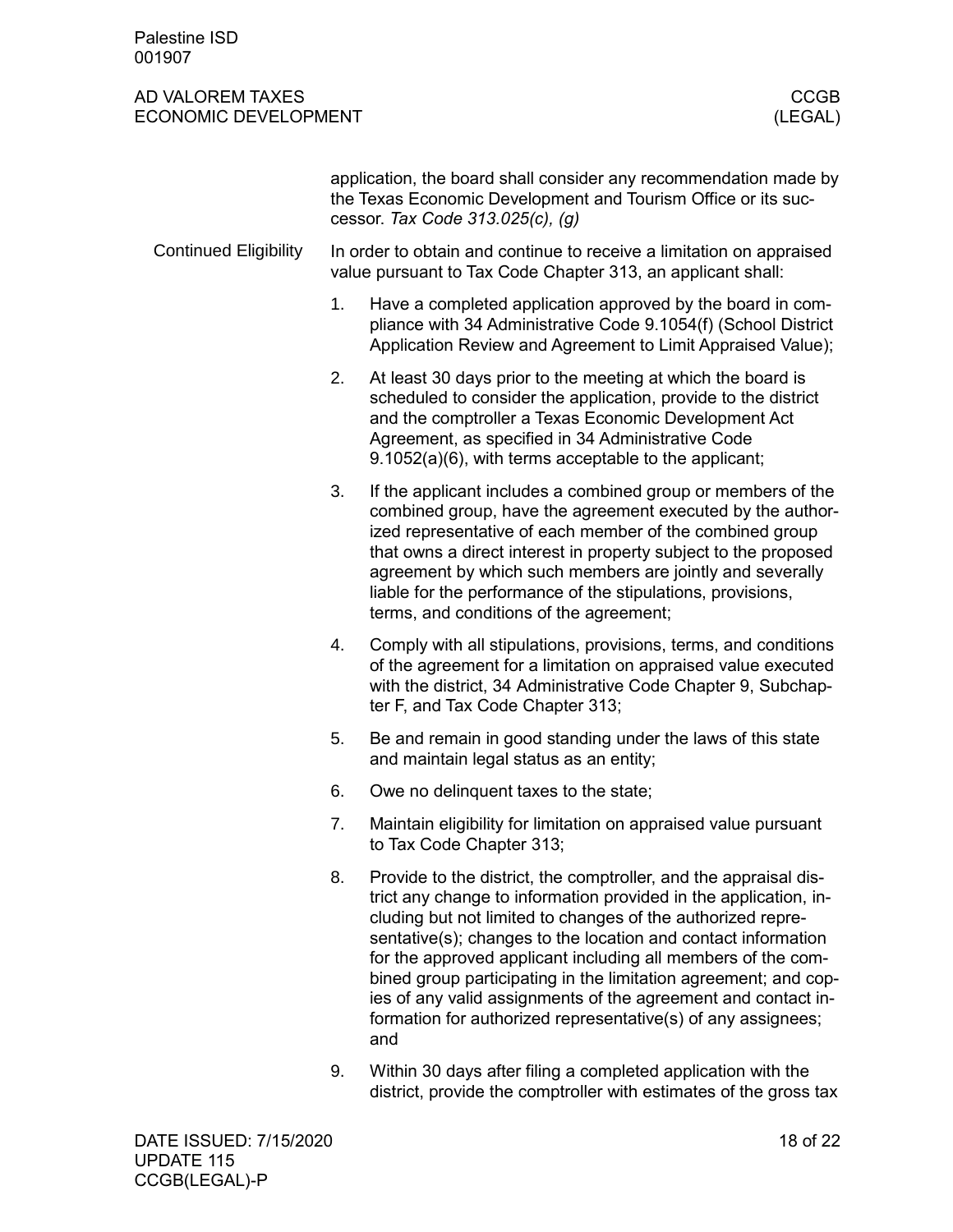application, the board shall consider any recommendation made by the Texas Economic Development and Tourism Office or its successor. *Tax Code 313.025(c), (g)*

### Continued Eligibility

In order to obtain and continue to receive a limitation on appraised value pursuant to Tax Code Chapter 313, an applicant shall:

1. Have a completed application approved by the board in compliance with 34 Administrative Code 9.1054(f) (School District Application Review and Agreement to Limit Appraised Value);
2. At least 30 days prior to the meeting at which the board is scheduled to consider the application, provide to the district and the comptroller a Texas Economic Development Act Agreement, as specified in 34 Administrative Code 9.1052(a)(6), with terms acceptable to the applicant;
3. If the applicant includes a combined group or members of the combined group, have the agreement executed by the authorized representative of each member of the combined group that owns a direct interest in property subject to the proposed agreement by which such members are jointly and severally liable for the performance of the stipulations, provisions, terms, and conditions of the agreement;
4. Comply with all stipulations, provisions, terms, and conditions of the agreement for a limitation on appraised value executed with the district, 34 Administrative Code Chapter 9, Subchapter F, and Tax Code Chapter 313;
5. Be and remain in good standing under the laws of this state and maintain legal status as an entity;
6. Owe no delinquent taxes to the state;
7. Maintain eligibility for limitation on appraised value pursuant to Tax Code Chapter 313;
8. Provide to the district, the comptroller, and the appraisal district any change to information provided in the application, including but not limited to changes of the authorized representative(s); changes to the location and contact information for the approved applicant including all members of the combined group participating in the limitation agreement; and copies of any valid assignments of the agreement and contact information for authorized representative(s) of any assignees; and
9. Within 30 days after filing a completed application with the district, provide the comptroller with estimates of the gross tax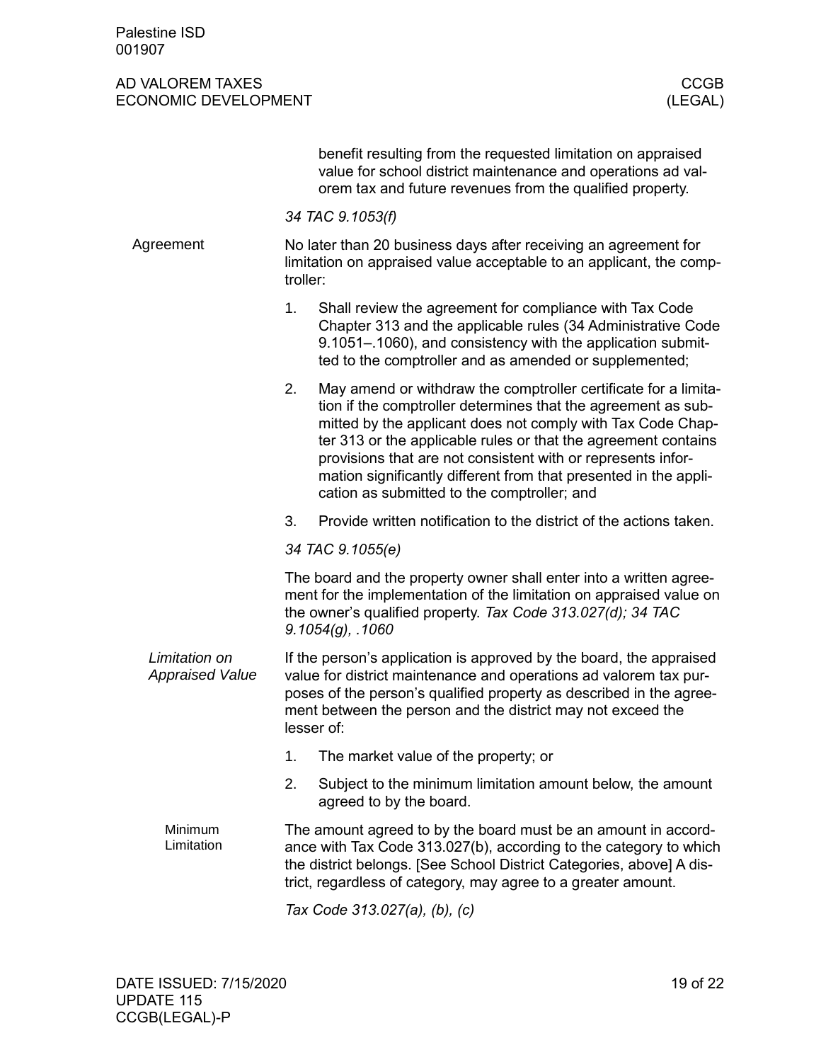benefit resulting from the requested limitation on appraised value for school district maintenance and operations ad valorem tax and future revenues from the qualified property.

*34 TAC 9.1053(f)*

## Agreement

No later than 20 business days after receiving an agreement for limitation on appraised value acceptable to an applicant, the comptroller:

1. Shall review the agreement for compliance with Tax Code Chapter 313 and the applicable rules (34 Administrative Code 9.1051–.1060), and consistency with the application submitted to the comptroller and as amended or supplemented;
2. May amend or withdraw the comptroller certificate for a limitation if the comptroller determines that the agreement as submitted by the applicant does not comply with Tax Code Chapter 313 or the applicable rules or that the agreement contains provisions that are not consistent with or represents information significantly different from that presented in the application as submitted to the comptroller; and
3. Provide written notification to the district of the actions taken.

*34 TAC 9.1055(e)*

The board and the property owner shall enter into a written agreement for the implementation of the limitation on appraised value on the owner's qualified property. *Tax Code 313.027(d); 34 TAC 9.1054(g), .1060*

### *Limitation on Appraised Value*

If the person's application is approved by the board, the appraised value for district maintenance and operations ad valorem tax purposes of the person's qualified property as described in the agreement between the person and the district may not exceed the lesser of:

1. The market value of the property; or
2. Subject to the minimum limitation amount below, the amount agreed to by the board.

#### Minimum Limitation

The amount agreed to by the board must be an amount in accordance with Tax Code 313.027(b), according to the category to which the district belongs. [See School District Categories, above] A district, regardless of category, may agree to a greater amount.

*Tax Code 313.027(a), (b), (c)*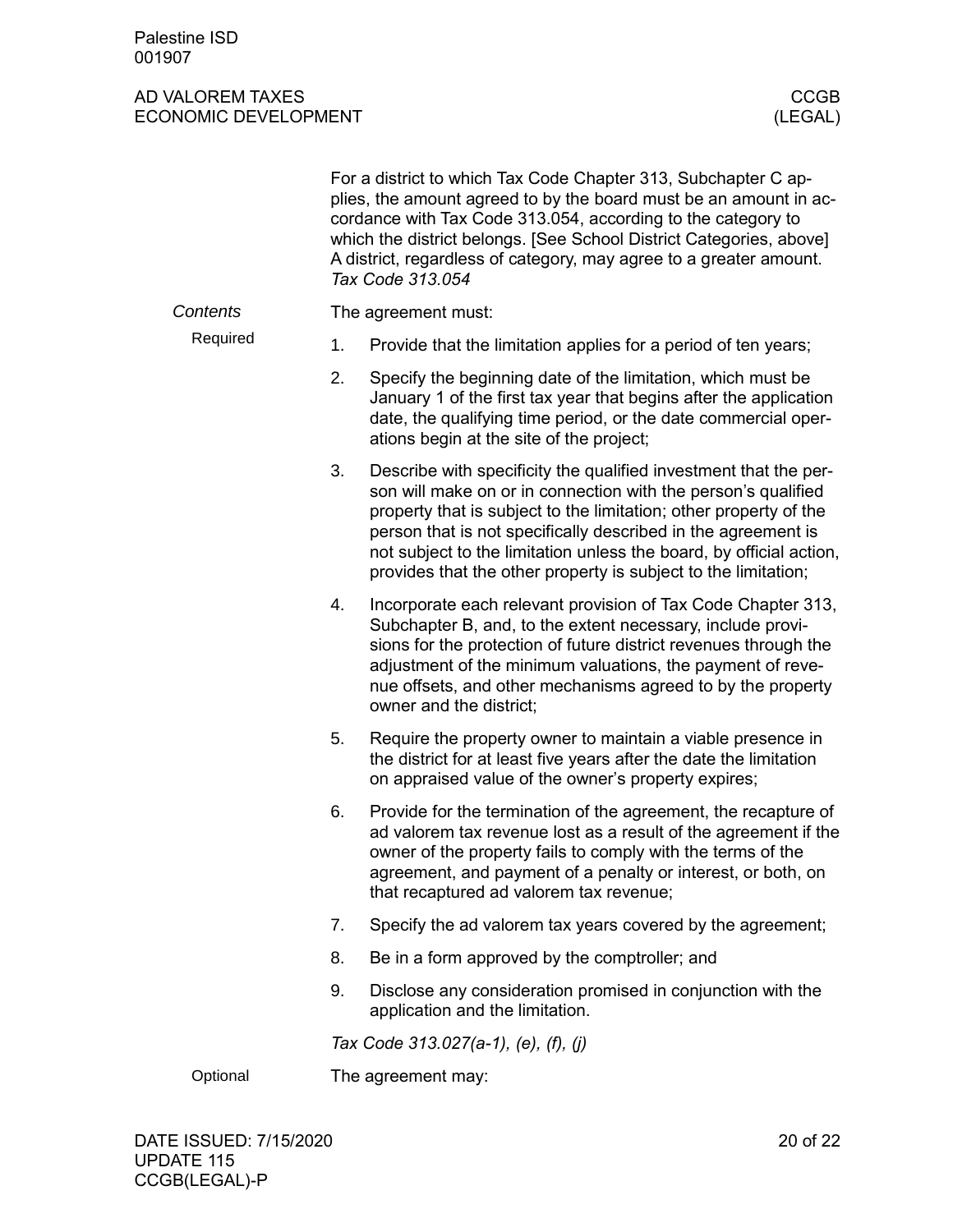For a district to which Tax Code Chapter 313, Subchapter C applies, the amount agreed to by the board must be an amount in accordance with Tax Code 313.054, according to the category to which the district belongs. [See School District Categories, above] A district, regardless of category, may agree to a greater amount. *Tax Code 313.054*

### *Contents*

#### Required

The agreement must:

1. Provide that the limitation applies for a period of ten years;
2. Specify the beginning date of the limitation, which must be January 1 of the first tax year that begins after the application date, the qualifying time period, or the date commercial operations begin at the site of the project;
3. Describe with specificity the qualified investment that the person will make on or in connection with the person's qualified property that is subject to the limitation; other property of the person that is not specifically described in the agreement is not subject to the limitation unless the board, by official action, provides that the other property is subject to the limitation;
4. Incorporate each relevant provision of Tax Code Chapter 313, Subchapter B, and, to the extent necessary, include provisions for the protection of future district revenues through the adjustment of the minimum valuations, the payment of revenue offsets, and other mechanisms agreed to by the property owner and the district;
5. Require the property owner to maintain a viable presence in the district for at least five years after the date the limitation on appraised value of the owner's property expires;
6. Provide for the termination of the agreement, the recapture of ad valorem tax revenue lost as a result of the agreement if the owner of the property fails to comply with the terms of the agreement, and payment of a penalty or interest, or both, on that recaptured ad valorem tax revenue;
7. Specify the ad valorem tax years covered by the agreement;
8. Be in a form approved by the comptroller; and
9. Disclose any consideration promised in conjunction with the application and the limitation.

*Tax Code 313.027(a-1), (e), (f), (j)*

#### Optional

The agreement may: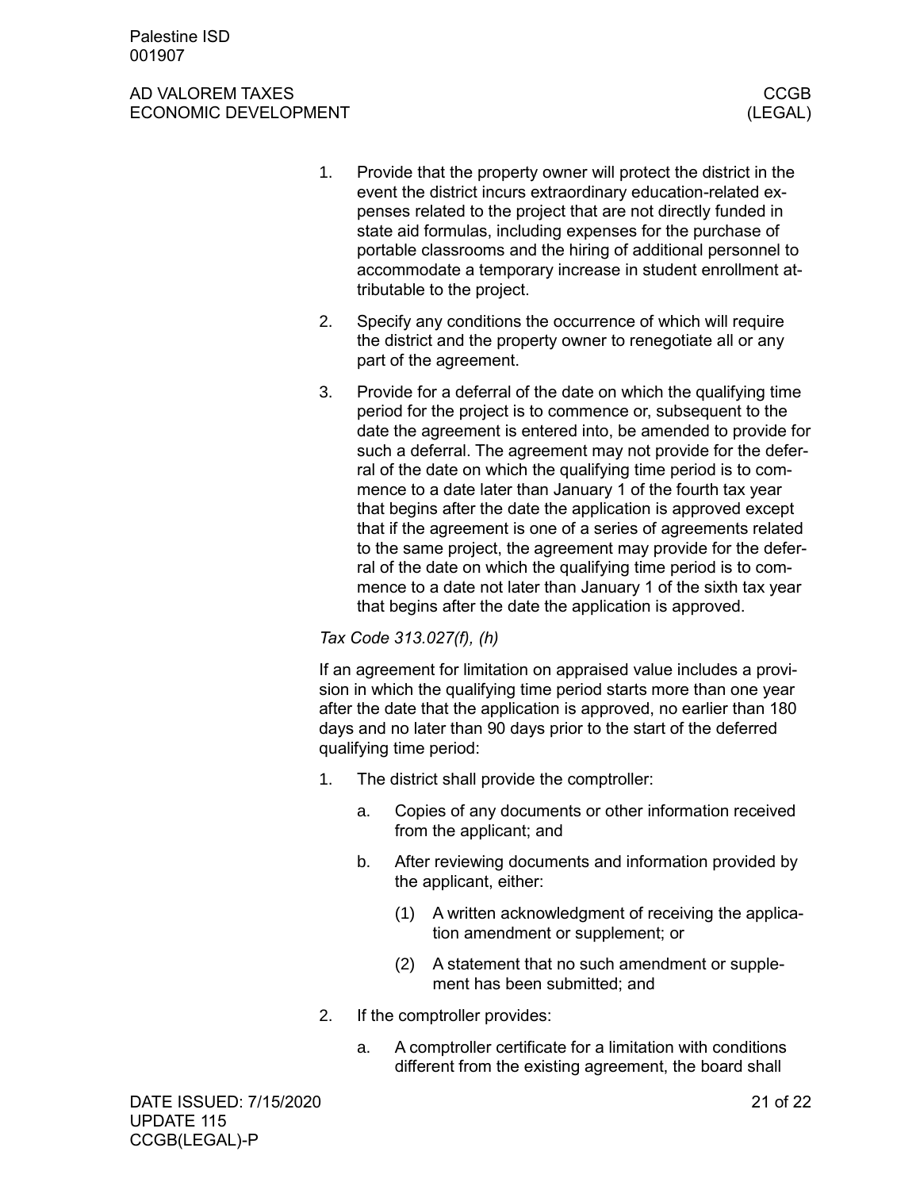1. Provide that the property owner will protect the district in the event the district incurs extraordinary education-related expenses related to the project that are not directly funded in state aid formulas, including expenses for the purchase of portable classrooms and the hiring of additional personnel to accommodate a temporary increase in student enrollment attributable to the project.
2. Specify any conditions the occurrence of which will require the district and the property owner to renegotiate all or any part of the agreement.
3. Provide for a deferral of the date on which the qualifying time period for the project is to commence or, subsequent to the date the agreement is entered into, be amended to provide for such a deferral. The agreement may not provide for the deferral of the date on which the qualifying time period is to commence to a date later than January 1 of the fourth tax year that begins after the date the application is approved except that if the agreement is one of a series of agreements related to the same project, the agreement may provide for the deferral of the date on which the qualifying time period is to commence to a date not later than January 1 of the sixth tax year that begins after the date the application is approved.

*Tax Code 313.027(f), (h)*

If an agreement for limitation on appraised value includes a provision in which the qualifying time period starts more than one year after the date that the application is approved, no earlier than 180 days and no later than 90 days prior to the start of the deferred qualifying time period:

1. The district shall provide the comptroller:
   a. Copies of any documents or other information received from the applicant; and
   b. After reviewing documents and information provided by the applicant, either:
      (1) A written acknowledgment of receiving the application amendment or supplement; or
      (2) A statement that no such amendment or supplement has been submitted; and
2. If the comptroller provides:
   a. A comptroller certificate for a limitation with conditions different from the existing agreement, the board shall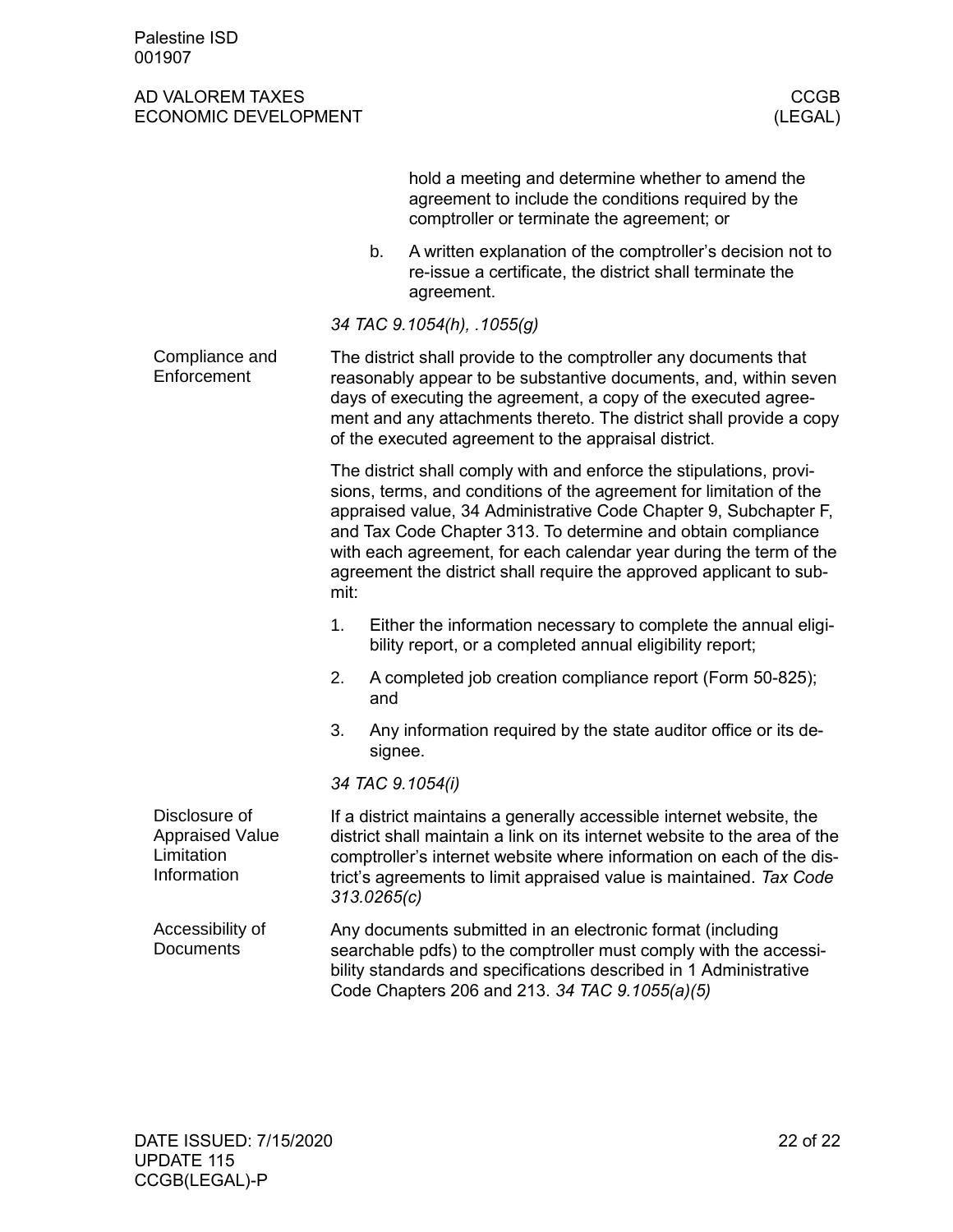hold a meeting and determine whether to amend the agreement to include the conditions required by the comptroller or terminate the agreement; or

b. A written explanation of the comptroller's decision not to re-issue a certificate, the district shall terminate the agreement.

*34 TAC 9.1054(h), .1055(g)*

## Compliance and Enforcement

The district shall provide to the comptroller any documents that reasonably appear to be substantive documents, and, within seven days of executing the agreement, a copy of the executed agreement and any attachments thereto. The district shall provide a copy of the executed agreement to the appraisal district.

The district shall comply with and enforce the stipulations, provisions, terms, and conditions of the agreement for limitation of the appraised value, 34 Administrative Code Chapter 9, Subchapter F, and Tax Code Chapter 313. To determine and obtain compliance with each agreement, for each calendar year during the term of the agreement the district shall require the approved applicant to submit:

1. Either the information necessary to complete the annual eligibility report, or a completed annual eligibility report;
2. A completed job creation compliance report (Form 50-825); and
3. Any information required by the state auditor office or its designee.

*34 TAC 9.1054(i)*

## Disclosure of Appraised Value Limitation Information

If a district maintains a generally accessible internet website, the district shall maintain a link on its internet website to the area of the comptroller's internet website where information on each of the district's agreements to limit appraised value is maintained. *Tax Code 313.0265(c)*

## Accessibility of Documents

Any documents submitted in an electronic format (including searchable pdfs) to the comptroller must comply with the accessibility standards and specifications described in 1 Administrative Code Chapters 206 and 213. *34 TAC 9.1055(a)(5)*